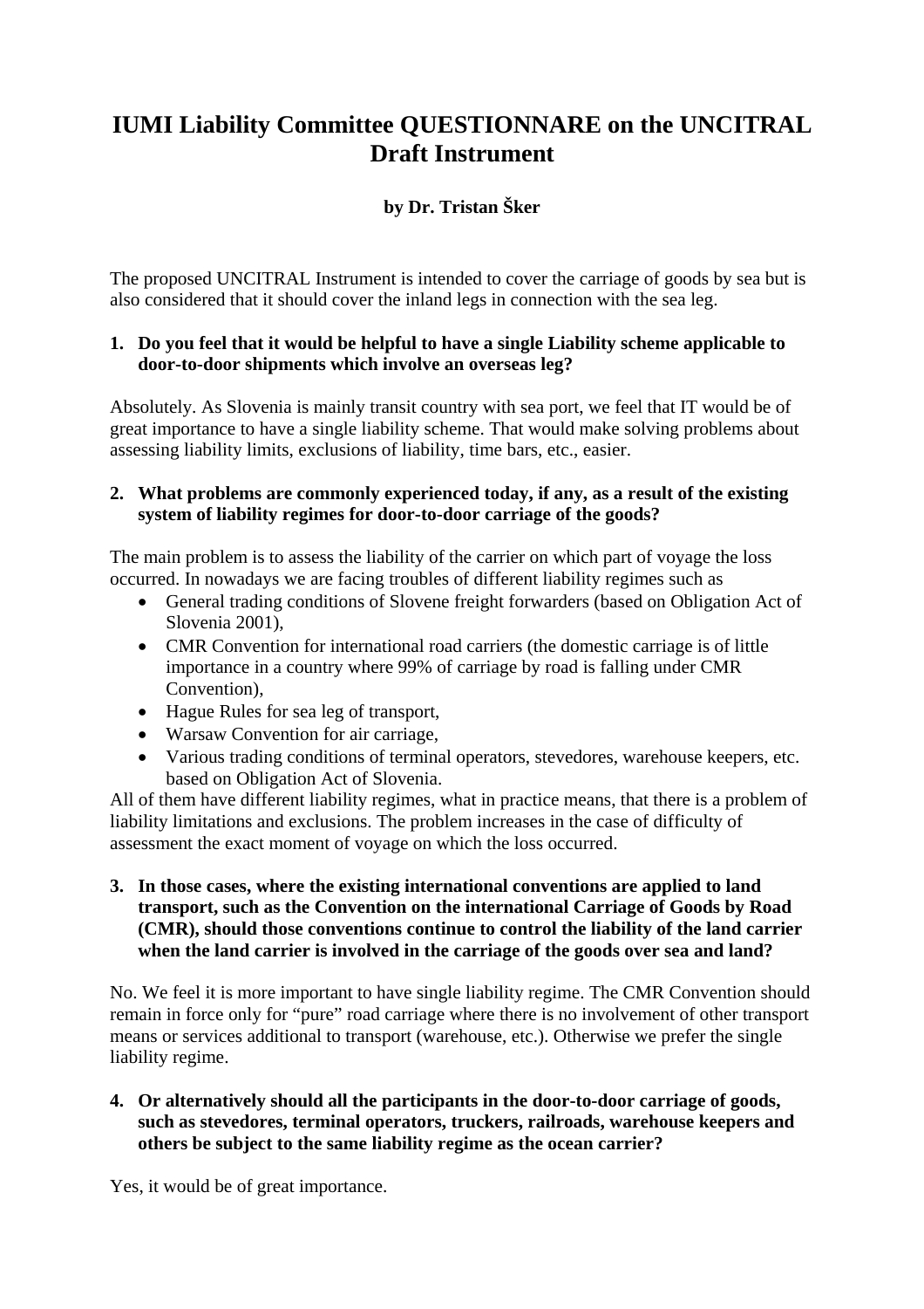# IUMI Liability Committee QUESTIONNARE on the UNCITRAL Draft Instrument

**by Dr. Tristan Šker**

The proposed UNCITRAL Instrument is intended to cover the carriage of goods by sea but is also considered that it should cover the inland legs in connection with the sea leg.

1. **Do you feel that it would be helpful to have a single Liability scheme applicable to door-to-door shipments which involve an overseas leg?**

Absolutely. As Slovenia is mainly transit country with sea port, we feel that IT would be of great importance to have a single liability scheme. That would make solving problems about assessing liability limits, exclusions of liability, time bars, etc., easier.

2. **What problems are commonly experienced today, if any, as a result of the existing system of liability regimes for door-to-door carriage of the goods?**

The main problem is to assess the liability of the carrier on which part of voyage the loss occurred. In nowadays we are facing troubles of different liability regimes such as

- General trading conditions of Slovene freight forwarders (based on Obligation Act of Slovenia 2001),
- CMR Convention for international road carriers (the domestic carriage is of little importance in a country where 99% of carriage by road is falling under CMR Convention),
- Hague Rules for sea leg of transport,
- Warsaw Convention for air carriage,
- Various trading conditions of terminal operators, stevedores, warehouse keepers, etc. based on Obligation Act of Slovenia.

All of them have different liability regimes, what in practice means, that there is a problem of liability limitations and exclusions. The problem increases in the case of difficulty of assessment the exact moment of voyage on which the loss occurred.

3. **In those cases, where the existing international conventions are applied to land transport, such as the Convention on the international Carriage of Goods by Road (CMR), should those conventions continue to control the liability of the land carrier when the land carrier is involved in the carriage of the goods over sea and land?**

No. We feel it is more important to have single liability regime. The CMR Convention should remain in force only for "pure" road carriage where there is no involvement of other transport means or services additional to transport (warehouse, etc.). Otherwise we prefer the single liability regime.

4. **Or alternatively should all the participants in the door-to-door carriage of goods, such as stevedores, terminal operators, truckers, railroads, warehouse keepers and others be subject to the same liability regime as the ocean carrier?**

Yes, it would be of great importance.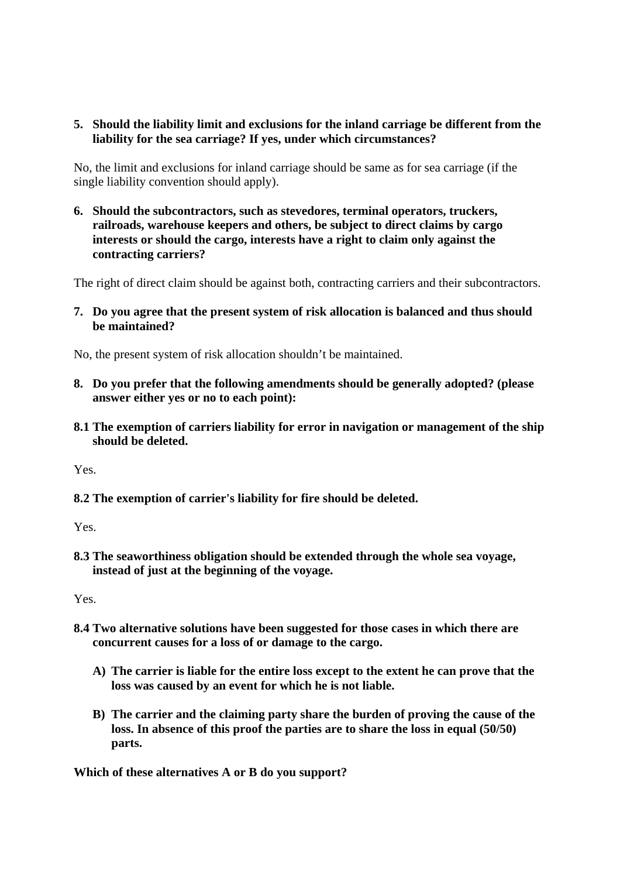**5. Should the liability limit and exclusions for the inland carriage be different from the liability for the sea carriage? If yes, under which circumstances?**

No, the limit and exclusions for inland carriage should be same as for sea carriage (if the single liability convention should apply).

**6. Should the subcontractors, such as stevedores, terminal operators, truckers, railroads, warehouse keepers and others, be subject to direct claims by cargo interests or should the cargo, interests have a right to claim only against the contracting carriers?**

The right of direct claim should be against both, contracting carriers and their subcontractors.

**7. Do you agree that the present system of risk allocation is balanced and thus should be maintained?**

No, the present system of risk allocation shouldn't be maintained.

**8. Do you prefer that the following amendments should be generally adopted? (please answer either yes or no to each point):**

**8.1 The exemption of carriers liability for error in navigation or management of the ship should be deleted.**

Yes.

**8.2 The exemption of carrier's liability for fire should be deleted.**

Yes.

**8.3 The seaworthiness obligation should be extended through the whole sea voyage, instead of just at the beginning of the voyage.**

Yes.

**8.4 Two alternative solutions have been suggested for those cases in which there are concurrent causes for a loss of or damage to the cargo.**

**A) The carrier is liable for the entire loss except to the extent he can prove that the loss was caused by an event for which he is not liable.**

**B) The carrier and the claiming party share the burden of proving the cause of the loss. In absence of this proof the parties are to share the loss in equal (50/50) parts.**

**Which of these alternatives A or B do you support?**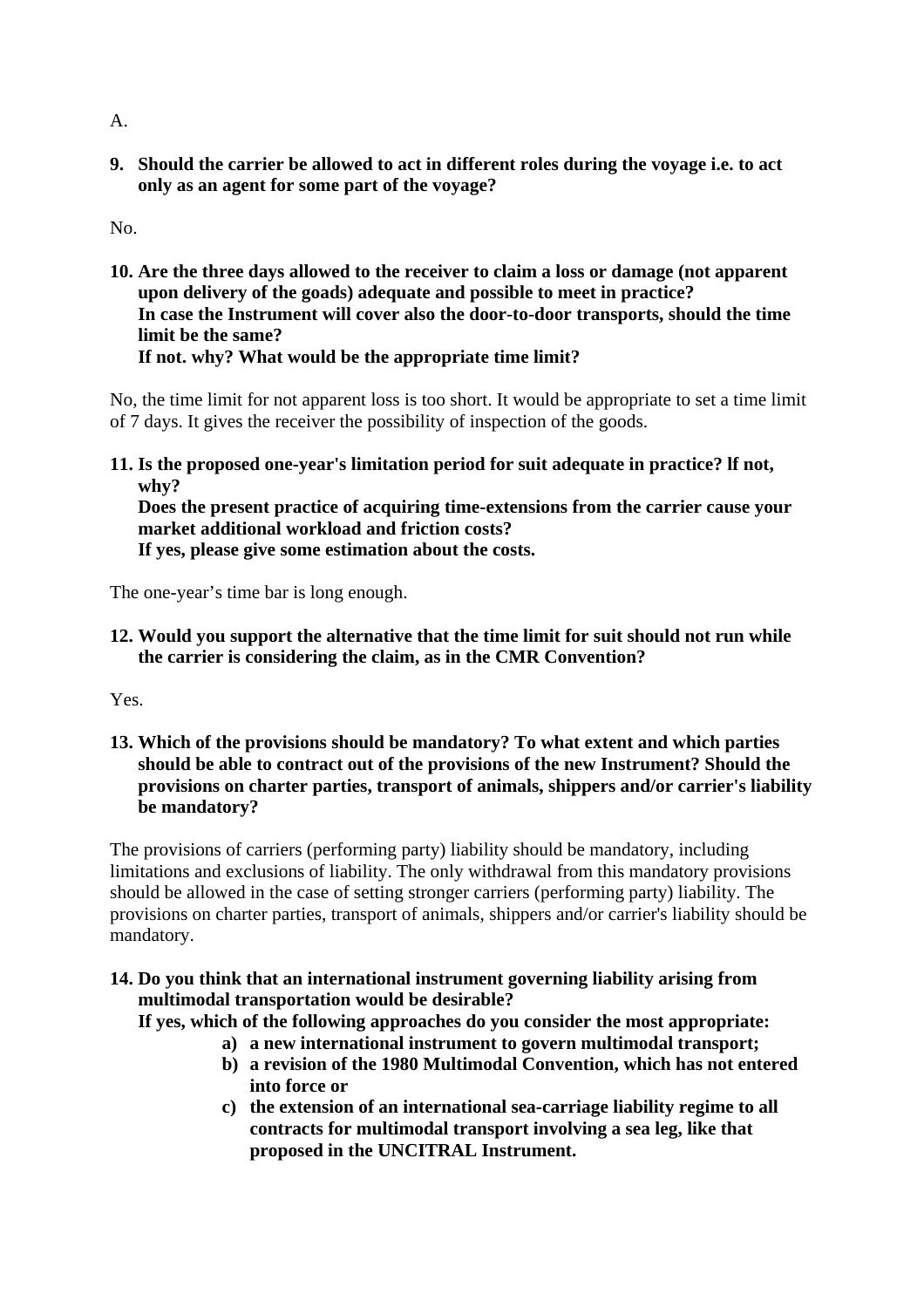A.

**9. Should the carrier be allowed to act in different roles during the voyage i.e. to act only as an agent for some part of the voyage?**

No.

**10. Are the three days allowed to the receiver to claim a loss or damage (not apparent upon delivery of the goads) adequate and possible to meet in practice?**
**In case the Instrument will cover also the door-to-door transports, should the time limit be the same?**
**If not. why? What would be the appropriate time limit?**

No, the time limit for not apparent loss is too short. It would be appropriate to set a time limit of 7 days. It gives the receiver the possibility of inspection of the goods.

**11. Is the proposed one-year's limitation period for suit adequate in practice? lf not, why?**
**Does the present practice of acquiring time-extensions from the carrier cause your market additional workload and friction costs?**
**If yes, please give some estimation about the costs.**

The one-year's time bar is long enough.

**12. Would you support the alternative that the time limit for suit should not run while the carrier is considering the claim, as in the CMR Convention?**

Yes.

**13. Which of the provisions should be mandatory? To what extent and which parties should be able to contract out of the provisions of the new Instrument? Should the provisions on charter parties, transport of animals, shippers and/or carrier's liability be mandatory?**

The provisions of carriers (performing party) liability should be mandatory, including limitations and exclusions of liability. The only withdrawal from this mandatory provisions should be allowed in the case of setting stronger carriers (performing party) liability. The provisions on charter parties, transport of animals, shippers and/or carrier's liability should be mandatory.

**14. Do you think that an international instrument governing liability arising from multimodal transportation would be desirable?**
**If yes, which of the following approaches do you consider the most appropriate:**

- **a) a new international instrument to govern multimodal transport;**
- **b) a revision of the 1980 Multimodal Convention, which has not entered into force or**
- **c) the extension of an international sea-carriage liability regime to all contracts for multimodal transport involving a sea leg, like that proposed in the UNCITRAL Instrument.**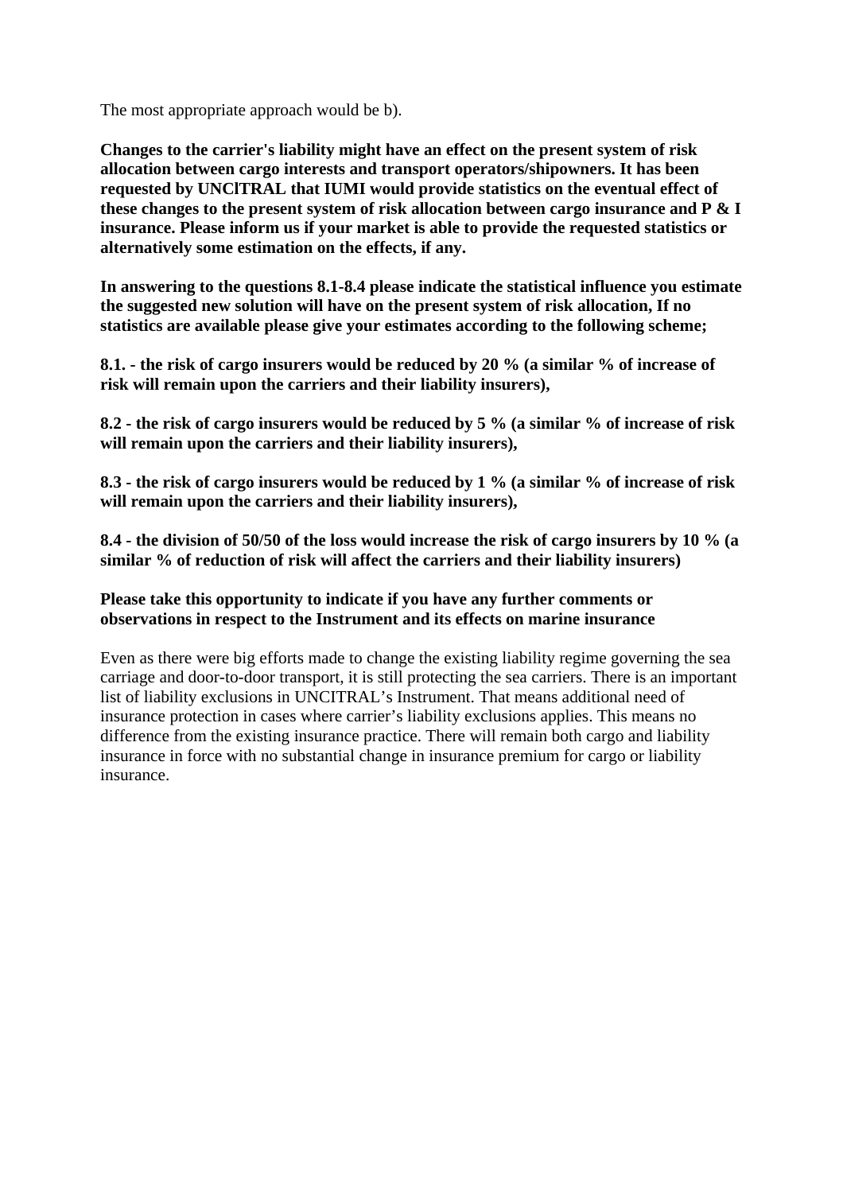The most appropriate approach would be b).

**Changes to the carrier's liability might have an effect on the present system of risk allocation between cargo interests and transport operators/shipowners. It has been requested by UNClTRAL that IUMI would provide statistics on the eventual effect of these changes to the present system of risk allocation between cargo insurance and P & I insurance. Please inform us if your market is able to provide the requested statistics or alternatively some estimation on the effects, if any.**

**In answering to the questions 8.1-8.4 please indicate the statistical influence you estimate the suggested new solution will have on the present system of risk allocation, If no statistics are available please give your estimates according to the following scheme;**

**8.1. - the risk of cargo insurers would be reduced by 20 % (a similar % of increase of risk will remain upon the carriers and their liability insurers),**

**8.2 - the risk of cargo insurers would be reduced by 5 % (a similar % of increase of risk will remain upon the carriers and their liability insurers),**

**8.3 - the risk of cargo insurers would be reduced by 1 % (a similar % of increase of risk will remain upon the carriers and their liability insurers),**

**8.4 - the division of 50/50 of the loss would increase the risk of cargo insurers by 10 % (a similar % of reduction of risk will affect the carriers and their liability insurers)**

**Please take this opportunity to indicate if you have any further comments or observations in respect to the Instrument and its effects on marine insurance**

Even as there were big efforts made to change the existing liability regime governing the sea carriage and door-to-door transport, it is still protecting the sea carriers. There is an important list of liability exclusions in UNCITRAL's Instrument. That means additional need of insurance protection in cases where carrier's liability exclusions applies. This means no difference from the existing insurance practice. There will remain both cargo and liability insurance in force with no substantial change in insurance premium for cargo or liability insurance.